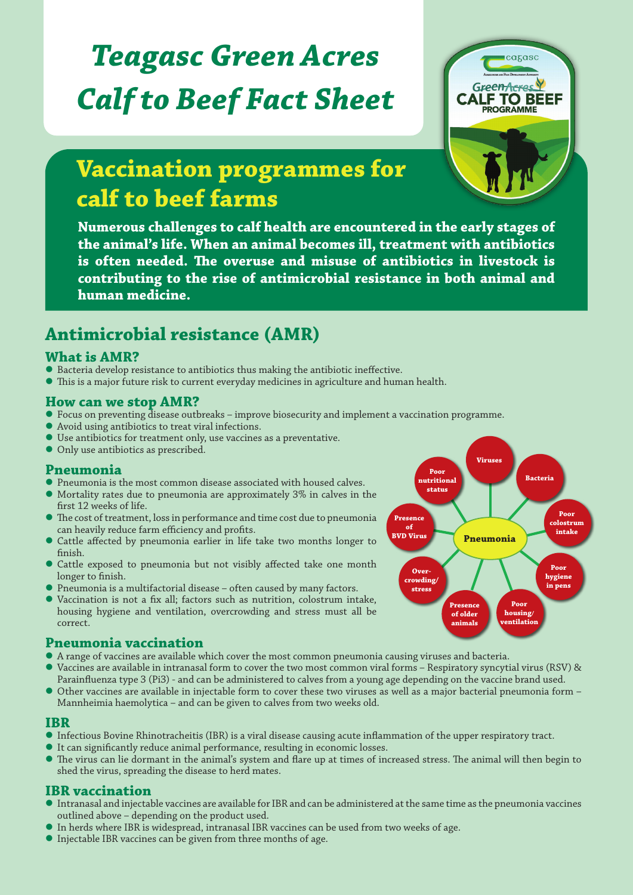# Teagasc Green Acres Calf to Beef Fact Sheet

## Vaccination programmes for calf to beef farms

**Numerous challenges to calf health are encountered in the early stages of the animal's life. When an animal becomes ill, treatment with antibiotics is often needed. The overuse and misuse of antibiotics in livestock is contributing to the rise of antimicrobial resistance in both animal and human medicine.**

## Antimicrobial resistance (AMR)

### What is AMR?

- Bacteria develop resistance to antibiotics thus making the antibiotic ineffective.
- This is a major future risk to current everyday medicines in agriculture and human health.

### How can we stop AMR?

- Focus on preventing disease outbreaks – improve biosecurity and implement a vaccination programme.
- Avoid using antibiotics to treat viral infections.
- Use antibiotics for treatment only, use vaccines as a preventative.
- Only use antibiotics as prescribed.

### Pneumonia

- Pneumonia is the most common disease associated with housed calves.
- Mortality rates due to pneumonia are approximately 3% in calves in the first 12 weeks of life.
- The cost of treatment, loss in performance and time cost due to pneumonia can heavily reduce farm efficiency and profits.
- Cattle affected by pneumonia earlier in life take two months longer to finish.
- Cattle exposed to pneumonia but not visibly affected take one month longer to finish.
- Pneumonia is a multifactorial disease – often caused by many factors.
- Vaccination is not a fix all; factors such as nutrition, colostrum intake, housing hygiene and ventilation, overcrowding and stress must all be correct.

Pneumonia: Viruses; Bacteria; Poor colostrum intake; Poor hygiene in pens; Poor housing/ventilation; Presence of older animals; Over-crowding/stress; Presence of BVD Virus; Poor nutritional status

### Pneumonia vaccination

- A range of vaccines are available which cover the most common pneumonia causing viruses and bacteria.
- Vaccines are available in intranasal form to cover the two most common viral forms – Respiratory syncytial virus (RSV) & Parainfluenza type 3 (Pi3) - and can be administered to calves from a young age depending on the vaccine brand used.
- Other vaccines are available in injectable form to cover these two viruses as well as a major bacterial pneumonia form – Mannheimia haemolytica – and can be given to calves from two weeks old.

### IBR

- Infectious Bovine Rhinotracheitis (IBR) is a viral disease causing acute inflammation of the upper respiratory tract.
- It can significantly reduce animal performance, resulting in economic losses.
- The virus can lie dormant in the animal's system and flare up at times of increased stress. The animal will then begin to shed the virus, spreading the disease to herd mates.

### IBR vaccination

- Intranasal and injectable vaccines are available for IBR and can be administered at the same time as the pneumonia vaccines outlined above – depending on the product used.
- In herds where IBR is widespread, intranasal IBR vaccines can be used from two weeks of age.
- Injectable IBR vaccines can be given from three months of age.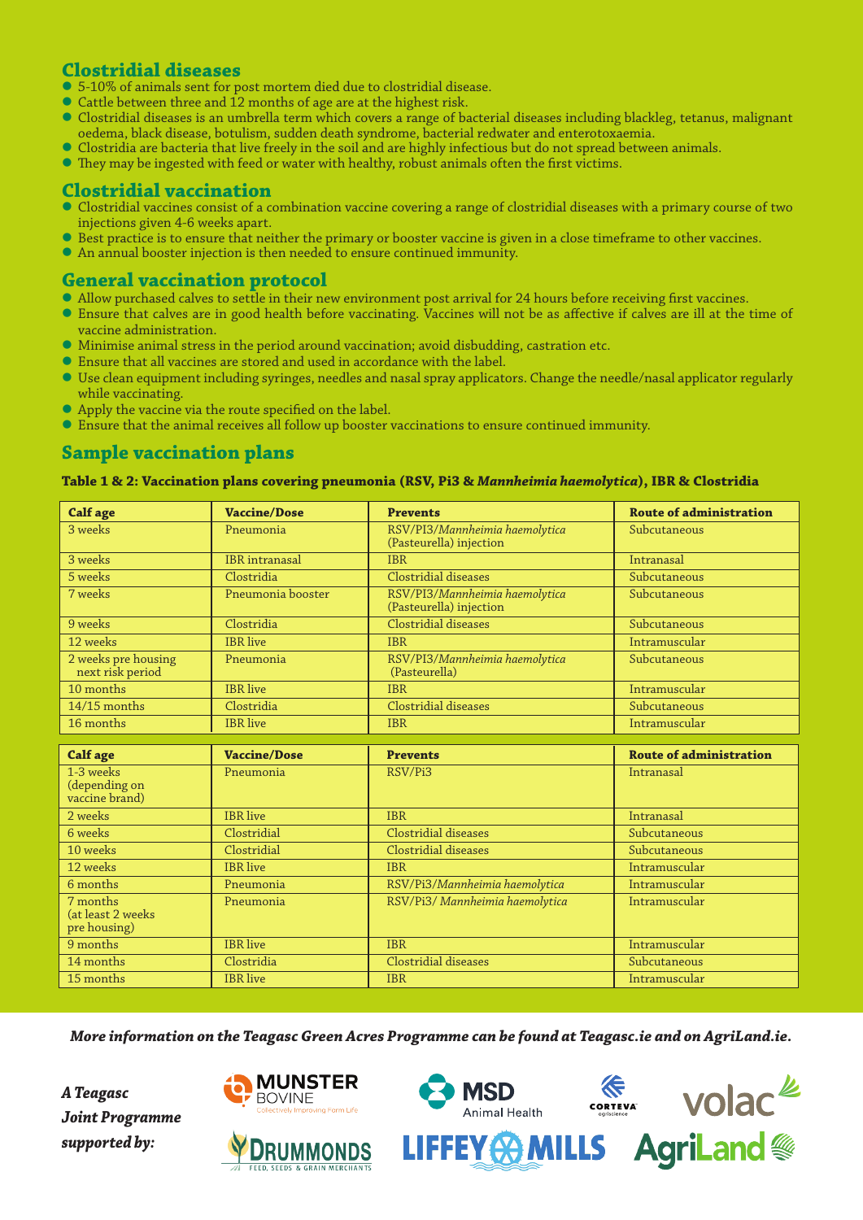## Clostridial diseases

- 5-10% of animals sent for post mortem died due to clostridial disease.
- Cattle between three and 12 months of age are at the highest risk.
- Clostridial diseases is an umbrella term which covers a range of bacterial diseases including blackleg, tetanus, malignant oedema, black disease, botulism, sudden death syndrome, bacterial redwater and enterotoxaemia.
- Clostridia are bacteria that live freely in the soil and are highly infectious but do not spread between animals.
- They may be ingested with feed or water with healthy, robust animals often the first victims.

## Clostridial vaccination

- Clostridial vaccines consist of a combination vaccine covering a range of clostridial diseases with a primary course of two injections given 4-6 weeks apart.
- Best practice is to ensure that neither the primary or booster vaccine is given in a close timeframe to other vaccines.
- An annual booster injection is then needed to ensure continued immunity.

## General vaccination protocol

- Allow purchased calves to settle in their new environment post arrival for 24 hours before receiving first vaccines.
- Ensure that calves are in good health before vaccinating. Vaccines will not be as affective if calves are ill at the time of vaccine administration.
- Minimise animal stress in the period around vaccination; avoid disbudding, castration etc.
- Ensure that all vaccines are stored and used in accordance with the label.
- Use clean equipment including syringes, needles and nasal spray applicators. Change the needle/nasal applicator regularly while vaccinating.
- Apply the vaccine via the route specified on the label.
- Ensure that the animal receives all follow up booster vaccinations to ensure continued immunity.

## Sample vaccination plans

**Table 1 & 2: Vaccination plans covering pneumonia (RSV, Pi3 & *Mannheimia haemolytica*), IBR & Clostridia**

| Calf age | Vaccine/Dose | Prevents | Route of administration |
|---|---|---|---|
| 3 weeks | Pneumonia | RSV/PI3/*Mannheimia haemolytica* (Pasteurella) injection | Subcutaneous |
| 3 weeks | IBR intranasal | IBR | Intranasal |
| 5 weeks | Clostridia | Clostridial diseases | Subcutaneous |
| 7 weeks | Pneumonia booster | RSV/PI3/*Mannheimia haemolytica* (Pasteurella) injection | Subcutaneous |
| 9 weeks | Clostridia | Clostridial diseases | Subcutaneous |
| 12 weeks | IBR live | IBR | Intramuscular |
| 2 weeks pre housing next risk period | Pneumonia | RSV/PI3/*Mannheimia haemolytica* (Pasteurella) | Subcutaneous |
| 10 months | IBR live | IBR | Intramuscular |
| 14/15 months | Clostridia | Clostridial diseases | Subcutaneous |
| 16 months | IBR live | IBR | Intramuscular |

| Calf age | Vaccine/Dose | Prevents | Route of administration |
|---|---|---|---|
| 1-3 weeks (depending on vaccine brand) | Pneumonia | RSV/Pi3 | Intranasal |
| 2 weeks | IBR live | IBR | Intranasal |
| 6 weeks | Clostridial | Clostridial diseases | Subcutaneous |
| 10 weeks | Clostridial | Clostridial diseases | Subcutaneous |
| 12 weeks | IBR live | IBR | Intramuscular |
| 6 months | Pneumonia | RSV/Pi3/*Mannheimia haemolytica* | Intramuscular |
| 7 months (at least 2 weeks pre housing) | Pneumonia | RSV/Pi3/ *Mannheimia haemolytica* | Intramuscular |
| 9 months | IBR live | IBR | Intramuscular |
| 14 months | Clostridia | Clostridial diseases | Subcutaneous |
| 15 months | IBR live | IBR | Intramuscular |

***More information on the Teagasc Green Acres Programme can be found at Teagasc.ie and on AgriLand.ie.***

***A Teagasc Joint Programme supported by:***

MUNSTER BOVINE – Collectively Improving Farm Life

MSD Animal Health

CORTEVA agriscience

volac

DRUMMONDS – FEED, SEEDS & GRAIN MERCHANTS

LIFFEY MILLS

AgriLand